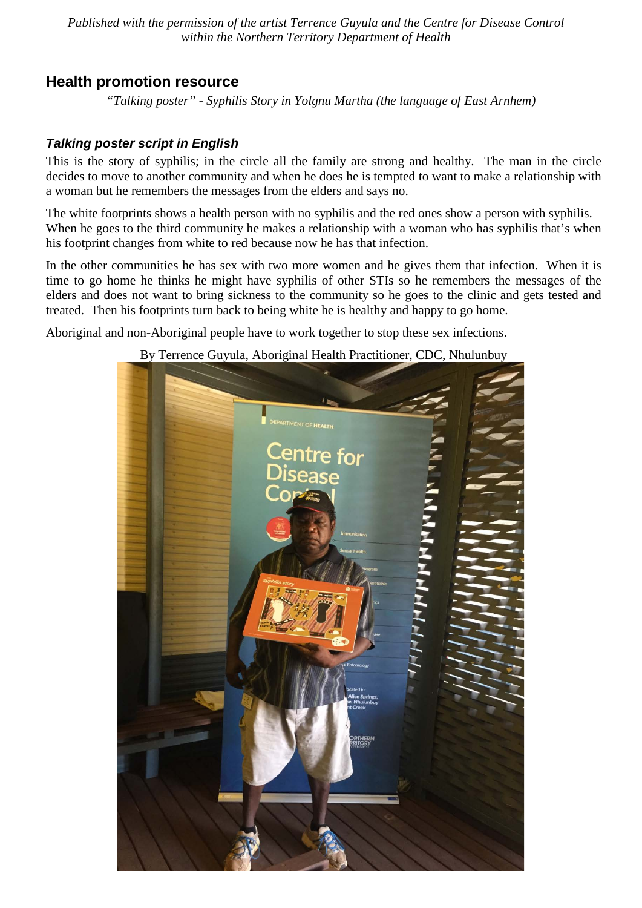*Published with the permission of the artist Terrence Guyula and the Centre for Disease Control within the Northern Territory Department of Health*

## Health promotion resource

*"Talking poster" - Syphilis Story in Yolgnu Martha (the language of East Arnhem)*

### ***Talking poster script in English***

This is the story of syphilis; in the circle all the family are strong and healthy. The man in the circle decides to move to another community and when he does he is tempted to want to make a relationship with a woman but he remembers the messages from the elders and says no.

The white footprints shows a health person with no syphilis and the red ones show a person with syphilis. When he goes to the third community he makes a relationship with a woman who has syphilis that's when his footprint changes from white to red because now he has that infection.

In the other communities he has sex with two more women and he gives them that infection. When it is time to go home he thinks he might have syphilis of other STIs so he remembers the messages of the elders and does not want to bring sickness to the community so he goes to the clinic and gets tested and treated. Then his footprints turn back to being white he is healthy and happy to go home.

Aboriginal and non-Aboriginal people have to work together to stop these sex infections.

By Terrence Guyula, Aboriginal Health Practitioner, CDC, Nhulunbuy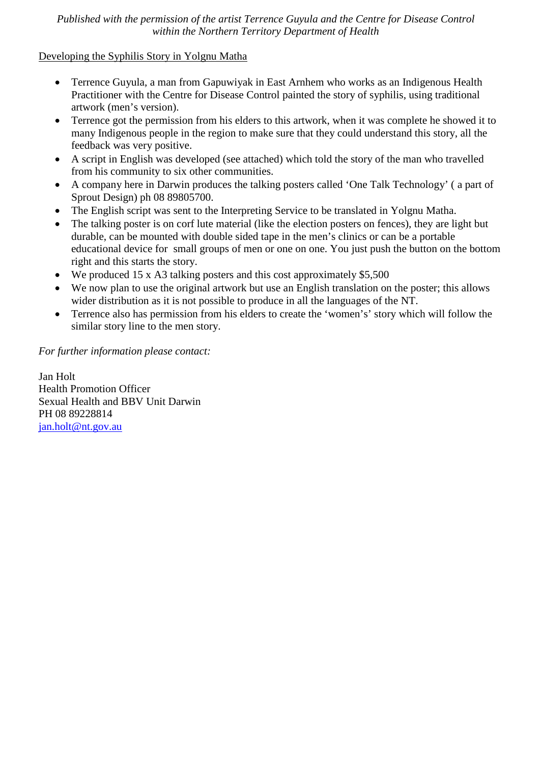*Published with the permission of the artist Terrence Guyula and the Centre for Disease Control within the Northern Territory Department of Health*

Developing the Syphilis Story in Yolgnu Matha

- Terrence Guyula, a man from Gapuwiyak in East Arnhem who works as an Indigenous Health Practitioner with the Centre for Disease Control painted the story of syphilis, using traditional artwork (men's version).
- Terrence got the permission from his elders to this artwork, when it was complete he showed it to many Indigenous people in the region to make sure that they could understand this story, all the feedback was very positive.
- A script in English was developed (see attached) which told the story of the man who travelled from his community to six other communities.
- A company here in Darwin produces the talking posters called 'One Talk Technology' ( a part of Sprout Design) ph 08 89805700.
- The English script was sent to the Interpreting Service to be translated in Yolgnu Matha.
- The talking poster is on corf lute material (like the election posters on fences), they are light but durable, can be mounted with double sided tape in the men's clinics or can be a portable educational device for small groups of men or one on one. You just push the button on the bottom right and this starts the story.
- We produced 15 x A3 talking posters and this cost approximately $5,500
- We now plan to use the original artwork but use an English translation on the poster; this allows wider distribution as it is not possible to produce in all the languages of the NT.
- Terrence also has permission from his elders to create the 'women's' story which will follow the similar story line to the men story.

*For further information please contact:*

Jan Holt
Health Promotion Officer
Sexual Health and BBV Unit Darwin
PH 08 89228814
jan.holt@nt.gov.au